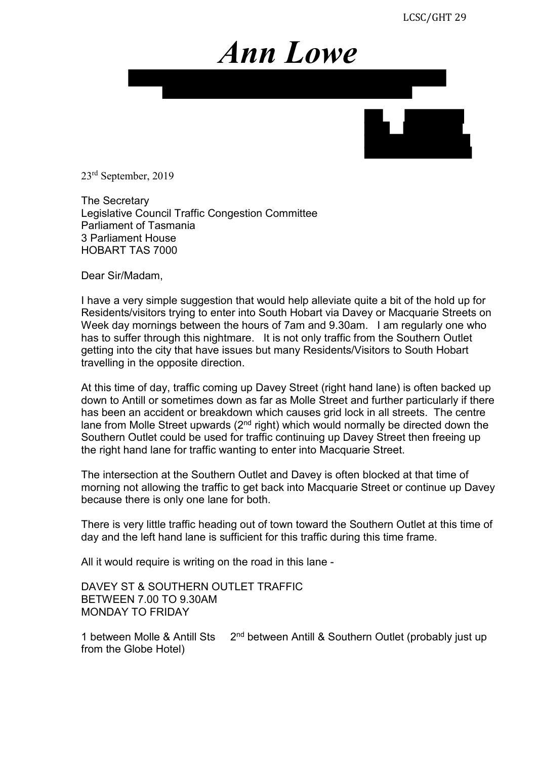# *Ann Lowe*

23rd September, 2019

The Secretary
Legislative Council Traffic Congestion Committee
Parliament of Tasmania
3 Parliament House
HOBART TAS 7000

Dear Sir/Madam,

I have a very simple suggestion that would help alleviate quite a bit of the hold up for Residents/visitors trying to enter into South Hobart via Davey or Macquarie Streets on Week day mornings between the hours of 7am and 9.30am. I am regularly one who has to suffer through this nightmare. It is not only traffic from the Southern Outlet getting into the city that have issues but many Residents/Visitors to South Hobart travelling in the opposite direction.

At this time of day, traffic coming up Davey Street (right hand lane) is often backed up down to Antill or sometimes down as far as Molle Street and further particularly if there has been an accident or breakdown which causes grid lock in all streets. The centre lane from Molle Street upwards (2nd right) which would normally be directed down the Southern Outlet could be used for traffic continuing up Davey Street then freeing up the right hand lane for traffic wanting to enter into Macquarie Street.

The intersection at the Southern Outlet and Davey is often blocked at that time of morning not allowing the traffic to get back into Macquarie Street or continue up Davey because there is only one lane for both.

There is very little traffic heading out of town toward the Southern Outlet at this time of day and the left hand lane is sufficient for this traffic during this time frame.

All it would require is writing on the road in this lane -

DAVEY ST & SOUTHERN OUTLET TRAFFIC
BETWEEN 7.00 TO 9.30AM
MONDAY TO FRIDAY

1 between Molle & Antill Sts 2nd between Antill & Southern Outlet (probably just up from the Globe Hotel)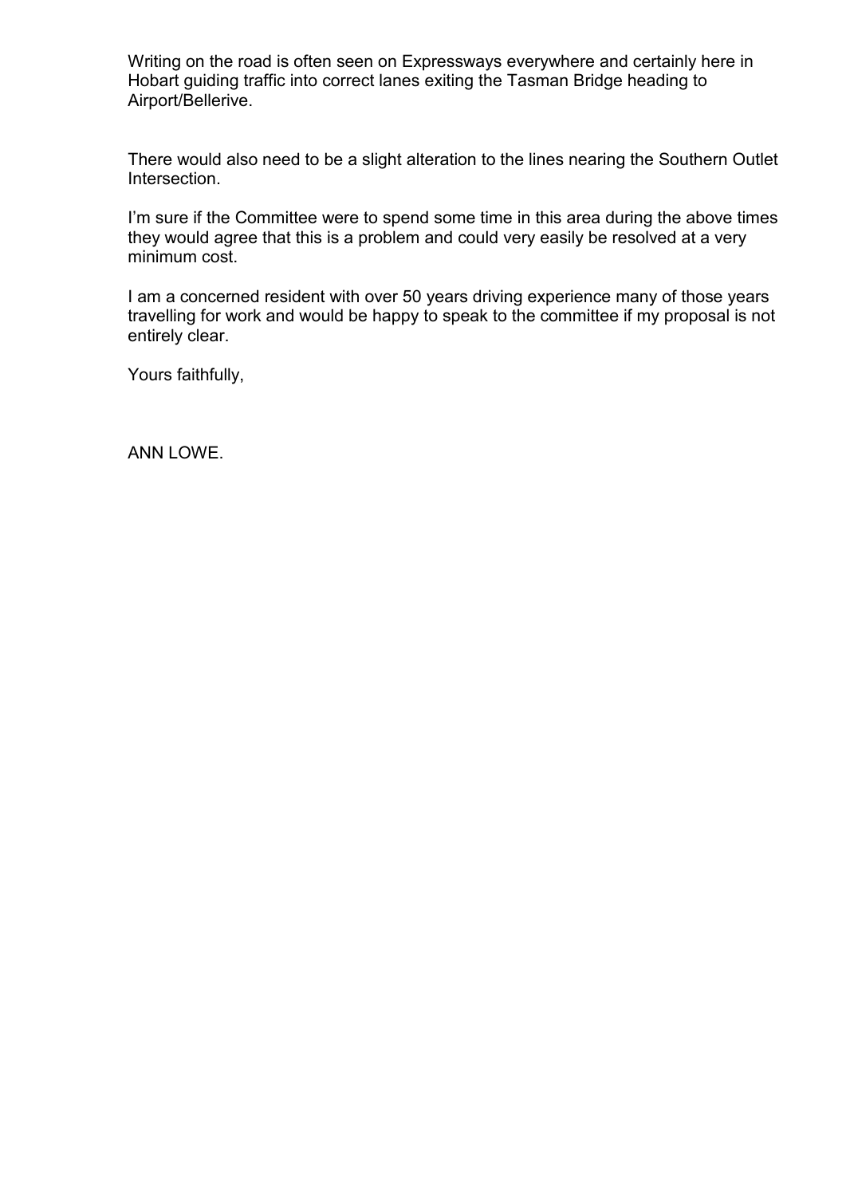Writing on the road is often seen on Expressways everywhere and certainly here in Hobart guiding traffic into correct lanes exiting the Tasman Bridge heading to Airport/Bellerive.

There would also need to be a slight alteration to the lines nearing the Southern Outlet Intersection.

I'm sure if the Committee were to spend some time in this area during the above times they would agree that this is a problem and could very easily be resolved at a very minimum cost.

I am a concerned resident with over 50 years driving experience many of those years travelling for work and would be happy to speak to the committee if my proposal is not entirely clear.

Yours faithfully,

ANN LOWE.